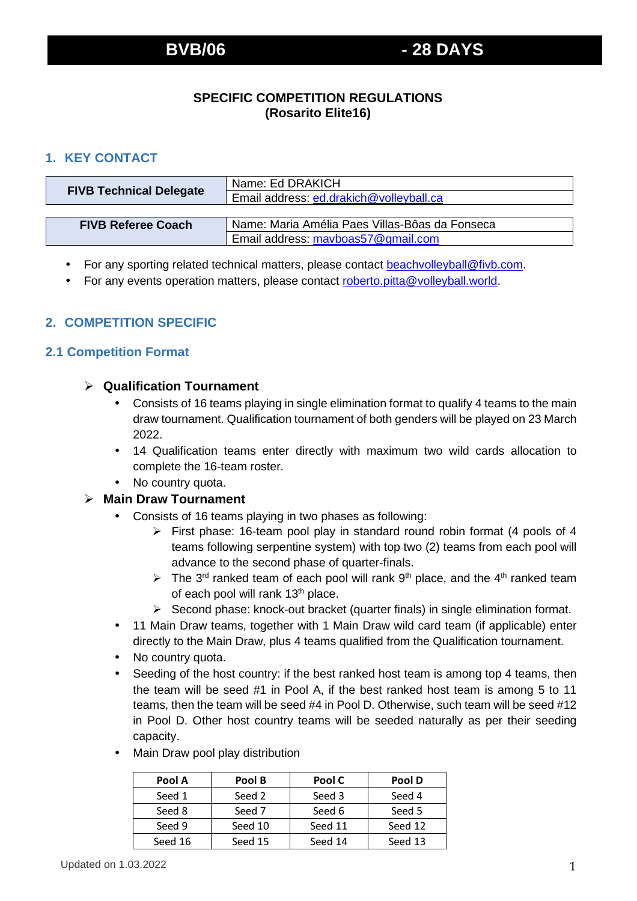# BVB/06 - 28 DAYS

**SPECIFIC COMPETITION REGULATIONS**
**(Rosarito Elite16)**

## 1. KEY CONTACT

| | |
|---|---|
| **FIVB Technical Delegate** | Name: Ed DRAKICH |
| | Email address: ed.drakich@volleyball.ca |

| | |
|---|---|
| **FIVB Referee Coach** | Name: Maria Amélia Paes Villas-Bôas da Fonseca |
| | Email address: mavboas57@gmail.com |

- For any sporting related technical matters, please contact beachvolleyball@fivb.com.
- For any events operation matters, please contact roberto.pitta@volleyball.world.

## 2. COMPETITION SPECIFIC

### 2.1 Competition Format

- **Qualification Tournament**
  - Consists of 16 teams playing in single elimination format to qualify 4 teams to the main draw tournament. Qualification tournament of both genders will be played on 23 March 2022.
  - 14 Qualification teams enter directly with maximum two wild cards allocation to complete the 16-team roster.
  - No country quota.
- **Main Draw Tournament**
  - Consists of 16 teams playing in two phases as following:
    - First phase: 16-team pool play in standard round robin format (4 pools of 4 teams following serpentine system) with top two (2) teams from each pool will advance to the second phase of quarter-finals.
    - The 3rd ranked team of each pool will rank 9th place, and the 4th ranked team of each pool will rank 13th place.
    - Second phase: knock-out bracket (quarter finals) in single elimination format.
  - 11 Main Draw teams, together with 1 Main Draw wild card team (if applicable) enter directly to the Main Draw, plus 4 teams qualified from the Qualification tournament.
  - No country quota.
  - Seeding of the host country: if the best ranked host team is among top 4 teams, then the team will be seed #1 in Pool A, if the best ranked host team is among 5 to 11 teams, then the team will be seed #4 in Pool D. Otherwise, such team will be seed #12 in Pool D. Other host country teams will be seeded naturally as per their seeding capacity.
  - Main Draw pool play distribution

| Pool A | Pool B | Pool C | Pool D |
|---|---|---|---|
| Seed 1 | Seed 2 | Seed 3 | Seed 4 |
| Seed 8 | Seed 7 | Seed 6 | Seed 5 |
| Seed 9 | Seed 10 | Seed 11 | Seed 12 |
| Seed 16 | Seed 15 | Seed 14 | Seed 13 |

Updated on 1.03.2022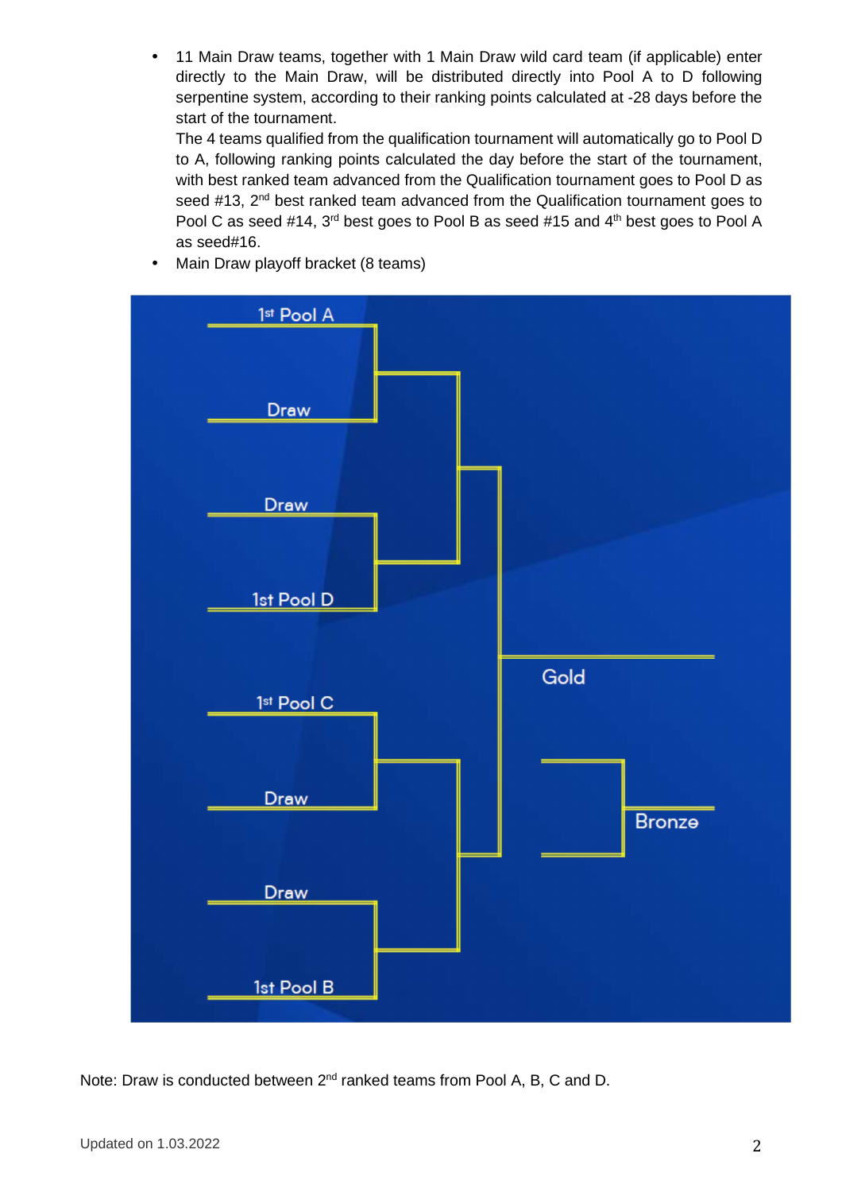- 11 Main Draw teams, together with 1 Main Draw wild card team (if applicable) enter directly to the Main Draw, will be distributed directly into Pool A to D following serpentine system, according to their ranking points calculated at -28 days before the start of the tournament.
  The 4 teams qualified from the qualification tournament will automatically go to Pool D to A, following ranking points calculated the day before the start of the tournament, with best ranked team advanced from the Qualification tournament goes to Pool D as seed #13, 2nd best ranked team advanced from the Qualification tournament goes to Pool C as seed #14, 3rd best goes to Pool B as seed #15 and 4th best goes to Pool A as seed#16.
- Main Draw playoff bracket (8 teams)

1st Pool A

Draw

Draw

1st Pool D

Gold

1st Pool C

Draw

Bronze

Draw

1st Pool B

Note: Draw is conducted between 2nd ranked teams from Pool A, B, C and D.

Updated on 1.03.2022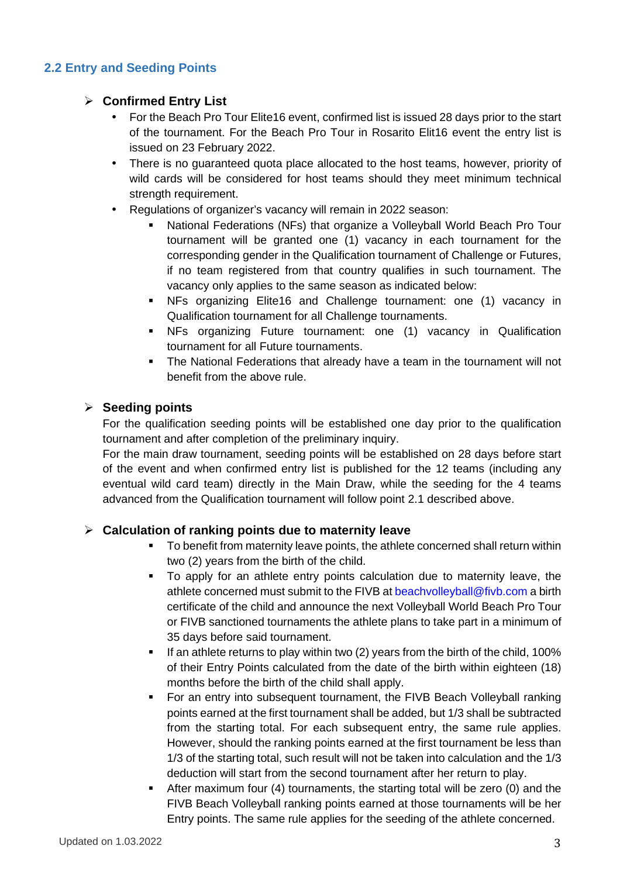## 2.2 Entry and Seeding Points

### Confirmed Entry List

- For the Beach Pro Tour Elite16 event, confirmed list is issued 28 days prior to the start of the tournament. For the Beach Pro Tour in Rosarito Elit16 event the entry list is issued on 23 February 2022.
- There is no guaranteed quota place allocated to the host teams, however, priority of wild cards will be considered for host teams should they meet minimum technical strength requirement.
- Regulations of organizer's vacancy will remain in 2022 season:
  - National Federations (NFs) that organize a Volleyball World Beach Pro Tour tournament will be granted one (1) vacancy in each tournament for the corresponding gender in the Qualification tournament of Challenge or Futures, if no team registered from that country qualifies in such tournament. The vacancy only applies to the same season as indicated below:
  - NFs organizing Elite16 and Challenge tournament: one (1) vacancy in Qualification tournament for all Challenge tournaments.
  - NFs organizing Future tournament: one (1) vacancy in Qualification tournament for all Future tournaments.
  - The National Federations that already have a team in the tournament will not benefit from the above rule.

### Seeding points

For the qualification seeding points will be established one day prior to the qualification tournament and after completion of the preliminary inquiry.

For the main draw tournament, seeding points will be established on 28 days before start of the event and when confirmed entry list is published for the 12 teams (including any eventual wild card team) directly in the Main Draw, while the seeding for the 4 teams advanced from the Qualification tournament will follow point 2.1 described above.

### Calculation of ranking points due to maternity leave

- To benefit from maternity leave points, the athlete concerned shall return within two (2) years from the birth of the child.
- To apply for an athlete entry points calculation due to maternity leave, the athlete concerned must submit to the FIVB at beachvolleyball@fivb.com a birth certificate of the child and announce the next Volleyball World Beach Pro Tour or FIVB sanctioned tournaments the athlete plans to take part in a minimum of 35 days before said tournament.
- If an athlete returns to play within two (2) years from the birth of the child, 100% of their Entry Points calculated from the date of the birth within eighteen (18) months before the birth of the child shall apply.
- For an entry into subsequent tournament, the FIVB Beach Volleyball ranking points earned at the first tournament shall be added, but 1/3 shall be subtracted from the starting total. For each subsequent entry, the same rule applies. However, should the ranking points earned at the first tournament be less than 1/3 of the starting total, such result will not be taken into calculation and the 1/3 deduction will start from the second tournament after her return to play.
- After maximum four (4) tournaments, the starting total will be zero (0) and the FIVB Beach Volleyball ranking points earned at those tournaments will be her Entry points. The same rule applies for the seeding of the athlete concerned.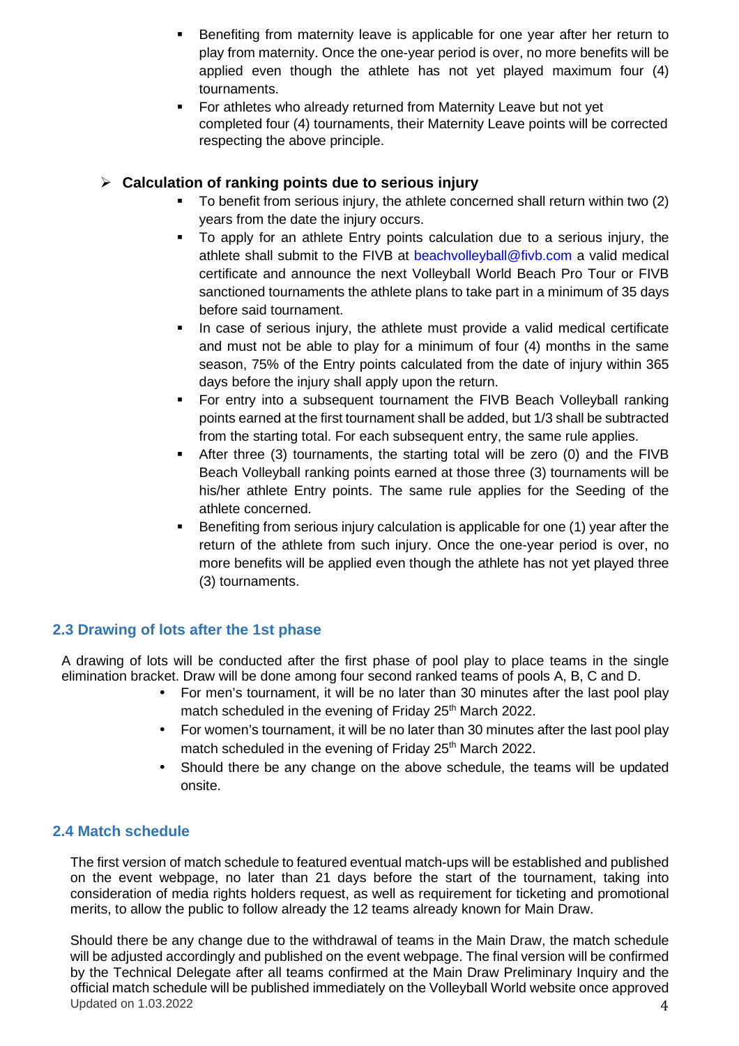- Benefiting from maternity leave is applicable for one year after her return to play from maternity. Once the one-year period is over, no more benefits will be applied even though the athlete has not yet played maximum four (4) tournaments.
- For athletes who already returned from Maternity Leave but not yet completed four (4) tournaments, their Maternity Leave points will be corrected respecting the above principle.

### Calculation of ranking points due to serious injury

- To benefit from serious injury, the athlete concerned shall return within two (2) years from the date the injury occurs.
- To apply for an athlete Entry points calculation due to a serious injury, the athlete shall submit to the FIVB at beachvolleyball@fivb.com a valid medical certificate and announce the next Volleyball World Beach Pro Tour or FIVB sanctioned tournaments the athlete plans to take part in a minimum of 35 days before said tournament.
- In case of serious injury, the athlete must provide a valid medical certificate and must not be able to play for a minimum of four (4) months in the same season, 75% of the Entry points calculated from the date of injury within 365 days before the injury shall apply upon the return.
- For entry into a subsequent tournament the FIVB Beach Volleyball ranking points earned at the first tournament shall be added, but 1/3 shall be subtracted from the starting total. For each subsequent entry, the same rule applies.
- After three (3) tournaments, the starting total will be zero (0) and the FIVB Beach Volleyball ranking points earned at those three (3) tournaments will be his/her athlete Entry points. The same rule applies for the Seeding of the athlete concerned.
- Benefiting from serious injury calculation is applicable for one (1) year after the return of the athlete from such injury. Once the one-year period is over, no more benefits will be applied even though the athlete has not yet played three (3) tournaments.

## 2.3 Drawing of lots after the 1st phase

A drawing of lots will be conducted after the first phase of pool play to place teams in the single elimination bracket. Draw will be done among four second ranked teams of pools A, B, C and D.

- For men's tournament, it will be no later than 30 minutes after the last pool play match scheduled in the evening of Friday 25th March 2022.
- For women's tournament, it will be no later than 30 minutes after the last pool play match scheduled in the evening of Friday 25th March 2022.
- Should there be any change on the above schedule, the teams will be updated onsite.

## 2.4 Match schedule

The first version of match schedule to featured eventual match-ups will be established and published on the event webpage, no later than 21 days before the start of the tournament, taking into consideration of media rights holders request, as well as requirement for ticketing and promotional merits, to allow the public to follow already the 12 teams already known for Main Draw.

Should there be any change due to the withdrawal of teams in the Main Draw, the match schedule will be adjusted accordingly and published on the event webpage. The final version will be confirmed by the Technical Delegate after all teams confirmed at the Main Draw Preliminary Inquiry and the official match schedule will be published immediately on the Volleyball World website once approved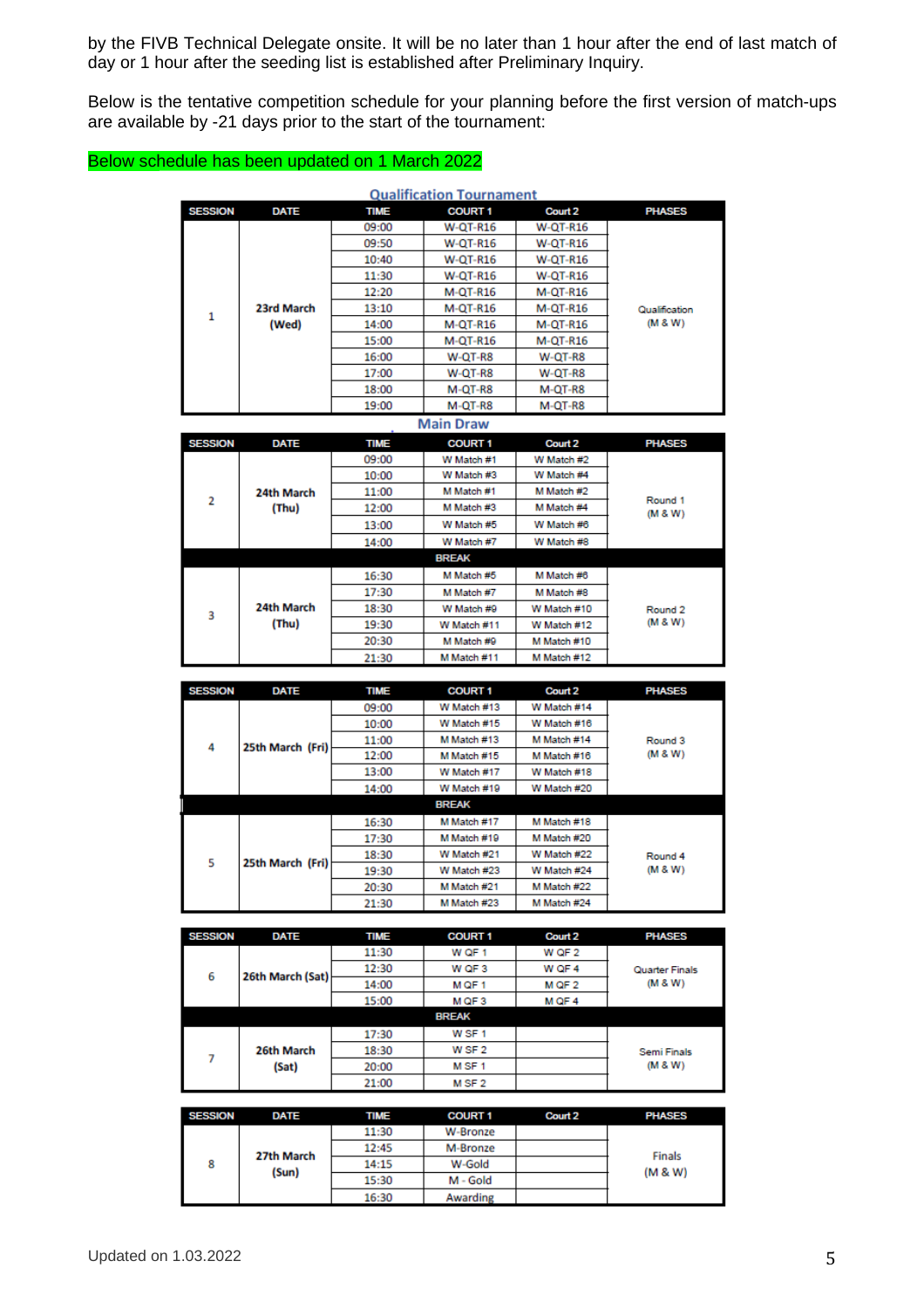by the FIVB Technical Delegate onsite. It will be no later than 1 hour after the end of last match of day or 1 hour after the seeding list is established after Preliminary Inquiry.

Below is the tentative competition schedule for your planning before the first version of match-ups are available by -21 days prior to the start of the tournament:

Below schedule has been updated on 1 March 2022

**Qualification Tournament**

| SESSION | DATE | TIME | COURT 1 | Court 2 | PHASES |
|---|---|---|---|---|---|
| 1 | 23rd March (Wed) | 09:00 | W-QT-R16 | W-QT-R16 | Qualification (M & W) |
| | | 09:50 | W-QT-R16 | W-QT-R16 | |
| | | 10:40 | W-QT-R16 | W-QT-R16 | |
| | | 11:30 | W-QT-R16 | W-QT-R16 | |
| | | 12:20 | M-QT-R16 | M-QT-R16 | |
| | | 13:10 | M-QT-R16 | M-QT-R16 | |
| | | 14:00 | M-QT-R16 | M-QT-R16 | |
| | | 15:00 | M-QT-R16 | M-QT-R16 | |
| | | 16:00 | W-QT-R8 | W-QT-R8 | |
| | | 17:00 | W-QT-R8 | W-QT-R8 | |
| | | 18:00 | M-QT-R8 | M-QT-R8 | |
| | | 19:00 | M-QT-R8 | M-QT-R8 | |

**Main Draw**

| SESSION | DATE | TIME | COURT 1 | Court 2 | PHASES |
|---|---|---|---|---|---|
| 2 | 24th March (Thu) | 09:00 | W Match #1 | W Match #2 | Round 1 (M & W) |
| | | 10:00 | W Match #3 | W Match #4 | |
| | | 11:00 | M Match #1 | M Match #2 | |
| | | 12:00 | M Match #3 | M Match #4 | |
| | | 13:00 | W Match #5 | W Match #6 | |
| | | 14:00 | W Match #7 | W Match #8 | |
| | | | BREAK | | |
| 3 | 24th March (Thu) | 16:30 | M Match #5 | M Match #6 | Round 2 (M & W) |
| | | 17:30 | M Match #7 | M Match #8 | |
| | | 18:30 | W Match #9 | W Match #10 | |
| | | 19:30 | W Match #11 | W Match #12 | |
| | | 20:30 | M Match #9 | M Match #10 | |
| | | 21:30 | M Match #11 | M Match #12 | |

| SESSION | DATE | TIME | COURT 1 | Court 2 | PHASES |
|---|---|---|---|---|---|
| 4 | 25th March (Fri) | 09:00 | W Match #13 | W Match #14 | Round 3 (M & W) |
| | | 10:00 | W Match #15 | W Match #16 | |
| | | 11:00 | M Match #13 | M Match #14 | |
| | | 12:00 | M Match #15 | M Match #16 | |
| | | 13:00 | W Match #17 | W Match #18 | |
| | | 14:00 | W Match #19 | W Match #20 | |
| | | | BREAK | | |
| 5 | 25th March (Fri) | 16:30 | M Match #17 | M Match #18 | Round 4 (M & W) |
| | | 17:30 | M Match #19 | M Match #20 | |
| | | 18:30 | W Match #21 | W Match #22 | |
| | | 19:30 | W Match #23 | W Match #24 | |
| | | 20:30 | M Match #21 | M Match #22 | |
| | | 21:30 | M Match #23 | M Match #24 | |

| SESSION | DATE | TIME | COURT 1 | Court 2 | PHASES |
|---|---|---|---|---|---|
| 6 | 26th March (Sat) | 11:30 | W QF 1 | W QF 2 | Quarter Finals (M & W) |
| | | 12:30 | W QF 3 | W QF 4 | |
| | | 14:00 | M QF 1 | M QF 2 | |
| | | 15:00 | M QF 3 | M QF 4 | |
| | | | BREAK | | |
| 7 | 26th March (Sat) | 17:30 | W SF 1 | | Semi Finals (M & W) |
| | | 18:30 | W SF 2 | | |
| | | 20:00 | M SF 1 | | |
| | | 21:00 | M SF 2 | | |

| SESSION | DATE | TIME | COURT 1 | Court 2 | PHASES |
|---|---|---|---|---|---|
| 8 | 27th March (Sun) | 11:30 | W-Bronze | | Finals (M & W) |
| | | 12:45 | M-Bronze | | |
| | | 14:15 | W-Gold | | |
| | | 15:30 | M - Gold | | |
| | | 16:30 | Awarding | | |

Updated on 1.03.2022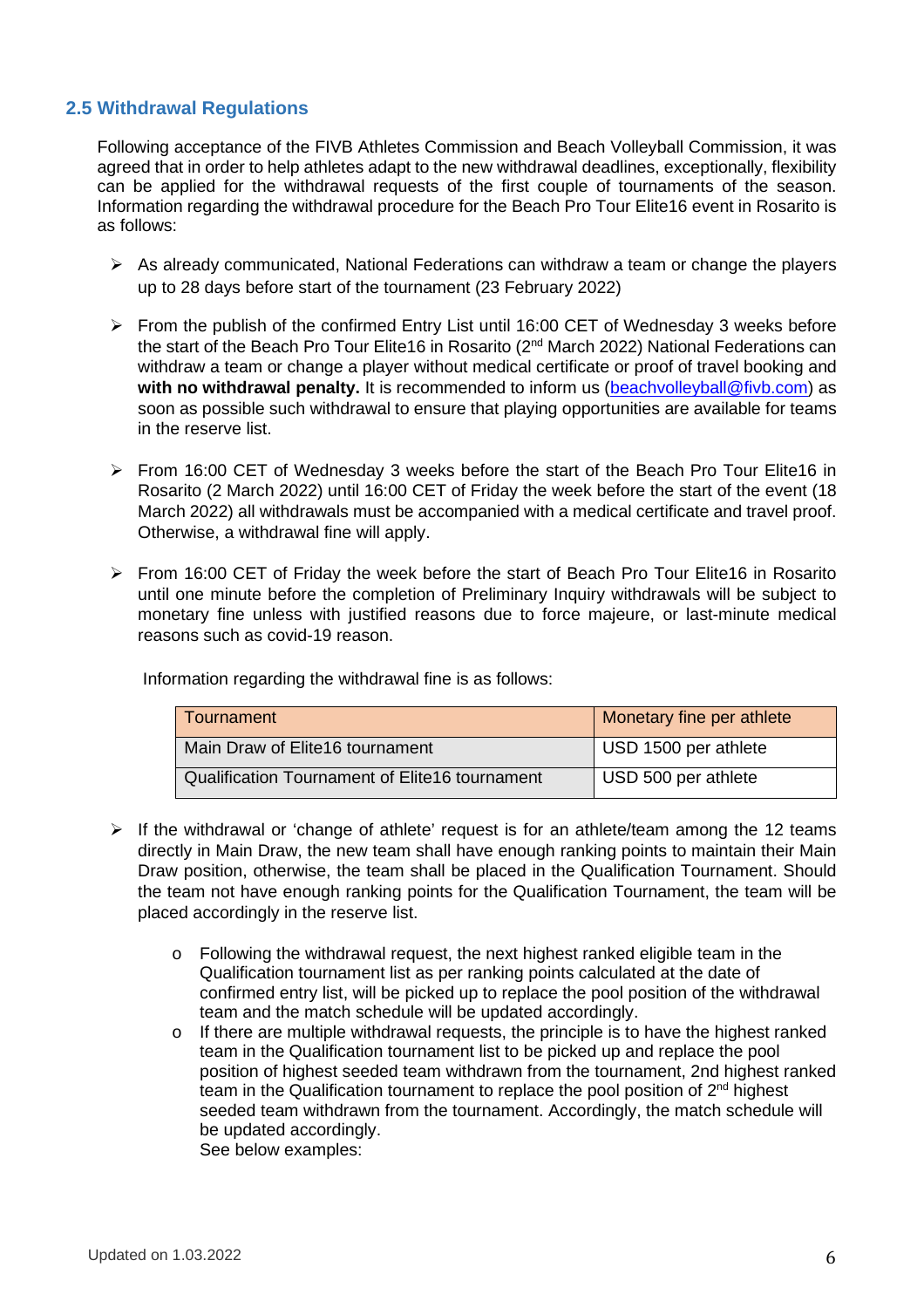## 2.5 Withdrawal Regulations

Following acceptance of the FIVB Athletes Commission and Beach Volleyball Commission, it was agreed that in order to help athletes adapt to the new withdrawal deadlines, exceptionally, flexibility can be applied for the withdrawal requests of the first couple of tournaments of the season. Information regarding the withdrawal procedure for the Beach Pro Tour Elite16 event in Rosarito is as follows:

- As already communicated, National Federations can withdraw a team or change the players up to 28 days before start of the tournament (23 February 2022)
- From the publish of the confirmed Entry List until 16:00 CET of Wednesday 3 weeks before the start of the Beach Pro Tour Elite16 in Rosarito (2nd March 2022) National Federations can withdraw a team or change a player without medical certificate or proof of travel booking and **with no withdrawal penalty.** It is recommended to inform us (beachvolleyball@fivb.com) as soon as possible such withdrawal to ensure that playing opportunities are available for teams in the reserve list.
- From 16:00 CET of Wednesday 3 weeks before the start of the Beach Pro Tour Elite16 in Rosarito (2 March 2022) until 16:00 CET of Friday the week before the start of the event (18 March 2022) all withdrawals must be accompanied with a medical certificate and travel proof. Otherwise, a withdrawal fine will apply.
- From 16:00 CET of Friday the week before the start of Beach Pro Tour Elite16 in Rosarito until one minute before the completion of Preliminary Inquiry withdrawals will be subject to monetary fine unless with justified reasons due to force majeure, or last-minute medical reasons such as covid-19 reason.

  Information regarding the withdrawal fine is as follows:

| Tournament | Monetary fine per athlete |
|---|---|
| Main Draw of Elite16 tournament | USD 1500 per athlete |
| Qualification Tournament of Elite16 tournament | USD 500 per athlete |

- If the withdrawal or 'change of athlete' request is for an athlete/team among the 12 teams directly in Main Draw, the new team shall have enough ranking points to maintain their Main Draw position, otherwise, the team shall be placed in the Qualification Tournament. Should the team not have enough ranking points for the Qualification Tournament, the team will be placed accordingly in the reserve list.
  - Following the withdrawal request, the next highest ranked eligible team in the Qualification tournament list as per ranking points calculated at the date of confirmed entry list, will be picked up to replace the pool position of the withdrawal team and the match schedule will be updated accordingly.
  - If there are multiple withdrawal requests, the principle is to have the highest ranked team in the Qualification tournament list to be picked up and replace the pool position of highest seeded team withdrawn from the tournament, 2nd highest ranked team in the Qualification tournament to replace the pool position of 2nd highest seeded team withdrawn from the tournament. Accordingly, the match schedule will be updated accordingly.
    See below examples: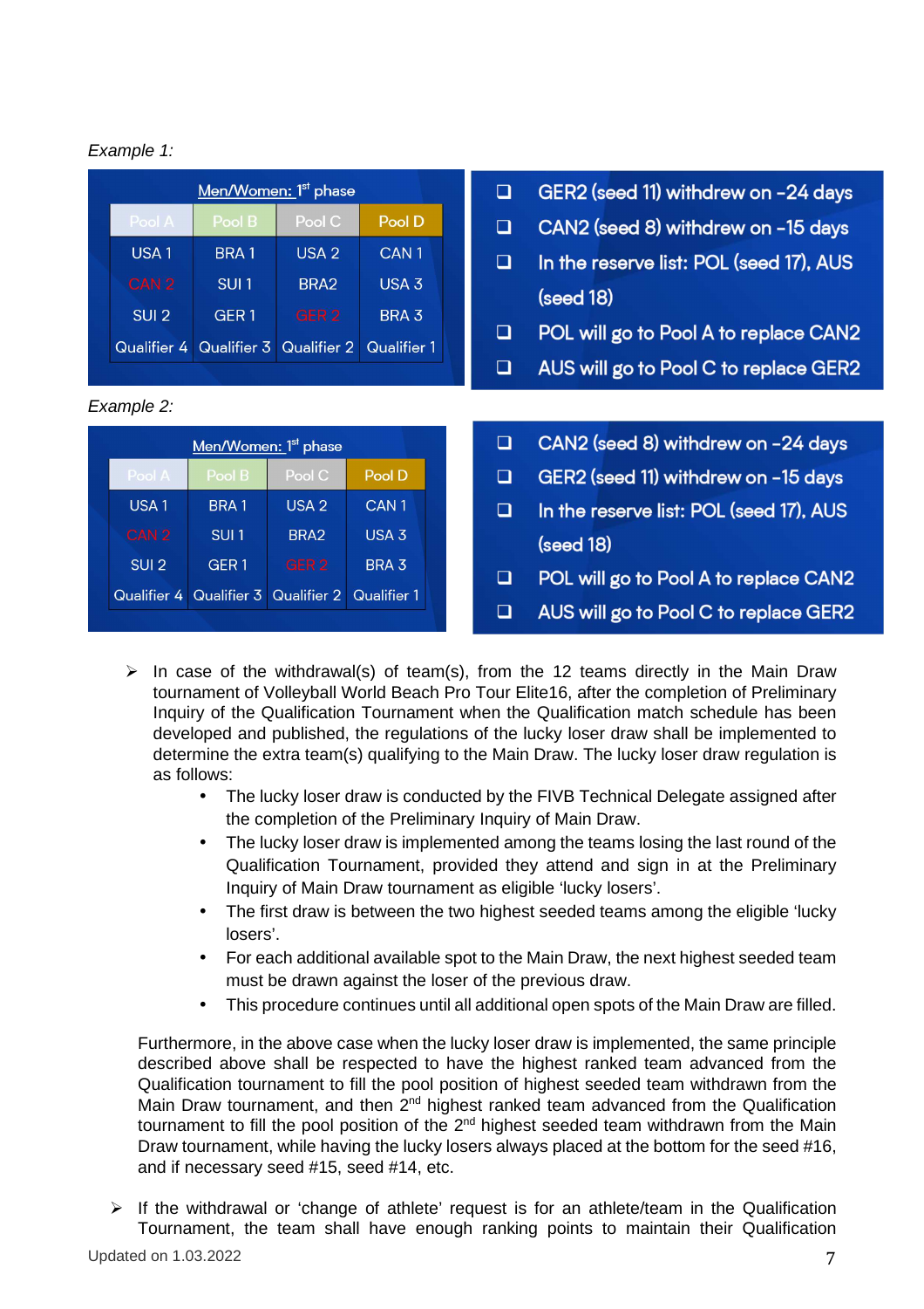*Example 1:*

| Men/Women: 1st phase | | | |
|---|---|---|---|
| Pool A | Pool B | Pool C | Pool D |
| USA 1 | BRA 1 | USA 2 | CAN 1 |
| CAN 2 | SUI 1 | BRA2 | USA 3 |
| SUI 2 | GER 1 | GER 2 | BRA 3 |
| Qualifier 4 | Qualifier 3 | Qualifier 2 | Qualifier 1 |

- ❑ GER2 (seed 11) withdrew on -24 days
- ❑ CAN2 (seed 8) withdrew on -15 days
- ❑ In the reserve list: POL (seed 17), AUS (seed 18)
- ❑ POL will go to Pool A to replace CAN2
- ❑ AUS will go to Pool C to replace GER2

*Example 2:*

| Men/Women: 1st phase | | | |
|---|---|---|---|
| Pool A | Pool B | Pool C | Pool D |
| USA 1 | BRA 1 | USA 2 | CAN 1 |
| CAN 2 | SUI 1 | BRA2 | USA 3 |
| SUI 2 | GER 1 | GER 2 | BRA 3 |
| Qualifier 4 | Qualifier 3 | Qualifier 2 | Qualifier 1 |

- ❑ CAN2 (seed 8) withdrew on -24 days
- ❑ GER2 (seed 11) withdrew on -15 days
- ❑ In the reserve list: POL (seed 17), AUS (seed 18)
- ❑ POL will go to Pool A to replace CAN2
- ❑ AUS will go to Pool C to replace GER2

➢ In case of the withdrawal(s) of team(s), from the 12 teams directly in the Main Draw tournament of Volleyball World Beach Pro Tour Elite16, after the completion of Preliminary Inquiry of the Qualification Tournament when the Qualification match schedule has been developed and published, the regulations of the lucky loser draw shall be implemented to determine the extra team(s) qualifying to the Main Draw. The lucky loser draw regulation is as follows:

- The lucky loser draw is conducted by the FIVB Technical Delegate assigned after the completion of the Preliminary Inquiry of Main Draw.
- The lucky loser draw is implemented among the teams losing the last round of the Qualification Tournament, provided they attend and sign in at the Preliminary Inquiry of Main Draw tournament as eligible 'lucky losers'.
- The first draw is between the two highest seeded teams among the eligible 'lucky losers'.
- For each additional available spot to the Main Draw, the next highest seeded team must be drawn against the loser of the previous draw.
- This procedure continues until all additional open spots of the Main Draw are filled.

Furthermore, in the above case when the lucky loser draw is implemented, the same principle described above shall be respected to have the highest ranked team advanced from the Qualification tournament to fill the pool position of highest seeded team withdrawn from the Main Draw tournament, and then 2nd highest ranked team advanced from the Qualification tournament to fill the pool position of the 2nd highest seeded team withdrawn from the Main Draw tournament, while having the lucky losers always placed at the bottom for the seed #16, and if necessary seed #15, seed #14, etc.

➢ If the withdrawal or 'change of athlete' request is for an athlete/team in the Qualification Tournament, the team shall have enough ranking points to maintain their Qualification

Updated on 1.03.2022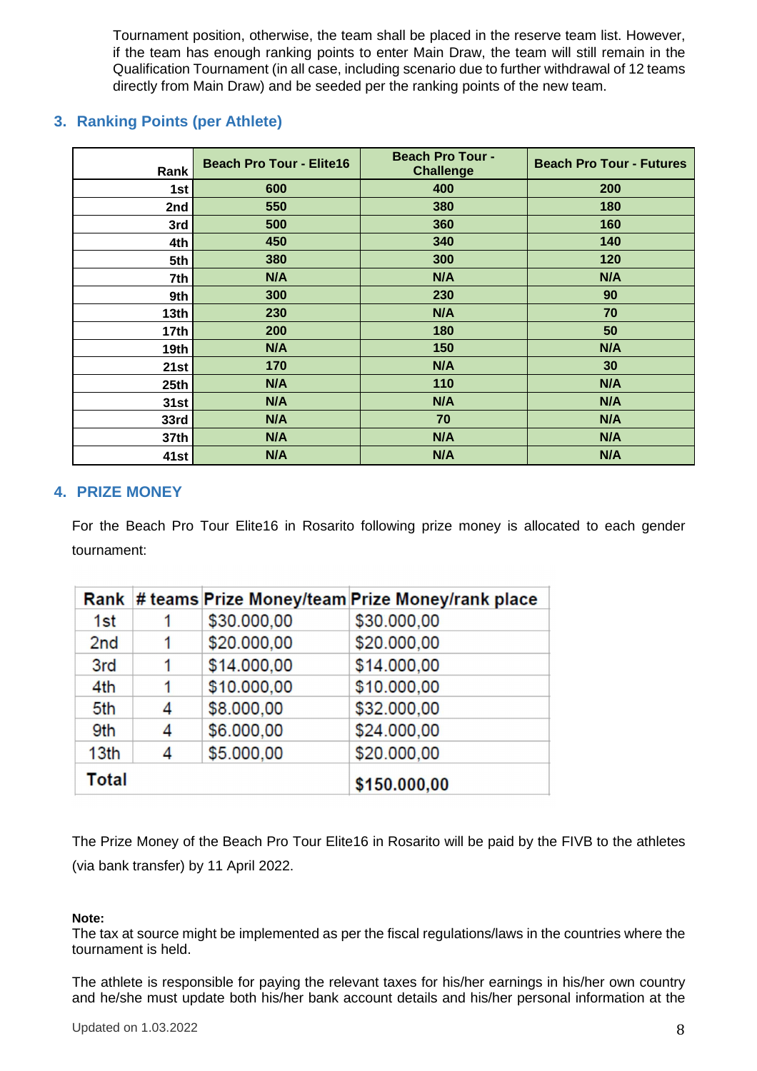Tournament position, otherwise, the team shall be placed in the reserve team list. However, if the team has enough ranking points to enter Main Draw, the team will still remain in the Qualification Tournament (in all case, including scenario due to further withdrawal of 12 teams directly from Main Draw) and be seeded per the ranking points of the new team.

## 3. Ranking Points (per Athlete)

| Rank | Beach Pro Tour - Elite16 | Beach Pro Tour - Challenge | Beach Pro Tour - Futures |
|---|---|---|---|
| 1st | 600 | 400 | 200 |
| 2nd | 550 | 380 | 180 |
| 3rd | 500 | 360 | 160 |
| 4th | 450 | 340 | 140 |
| 5th | 380 | 300 | 120 |
| 7th | N/A | N/A | N/A |
| 9th | 300 | 230 | 90 |
| 13th | 230 | N/A | 70 |
| 17th | 200 | 180 | 50 |
| 19th | N/A | 150 | N/A |
| 21st | 170 | N/A | 30 |
| 25th | N/A | 110 | N/A |
| 31st | N/A | N/A | N/A |
| 33rd | N/A | 70 | N/A |
| 37th | N/A | N/A | N/A |
| 41st | N/A | N/A | N/A |

## 4. PRIZE MONEY

For the Beach Pro Tour Elite16 in Rosarito following prize money is allocated to each gender tournament:

| Rank | # teams | Prize Money/team | Prize Money/rank place |
|---|---|---|---|
| 1st | 1 | $30.000,00 | $30.000,00 |
| 2nd | 1 | $20.000,00 | $20.000,00 |
| 3rd | 1 | $14.000,00 | $14.000,00 |
| 4th | 1 | $10.000,00 | $10.000,00 |
| 5th | 4 | $8.000,00 | $32.000,00 |
| 9th | 4 | $6.000,00 | $24.000,00 |
| 13th | 4 | $5.000,00 | $20.000,00 |
| **Total** | | | **$150.000,00** |

The Prize Money of the Beach Pro Tour Elite16 in Rosarito will be paid by the FIVB to the athletes (via bank transfer) by 11 April 2022.

**Note:**
The tax at source might be implemented as per the fiscal regulations/laws in the countries where the tournament is held.

The athlete is responsible for paying the relevant taxes for his/her earnings in his/her own country and he/she must update both his/her bank account details and his/her personal information at the

Updated on 1.03.2022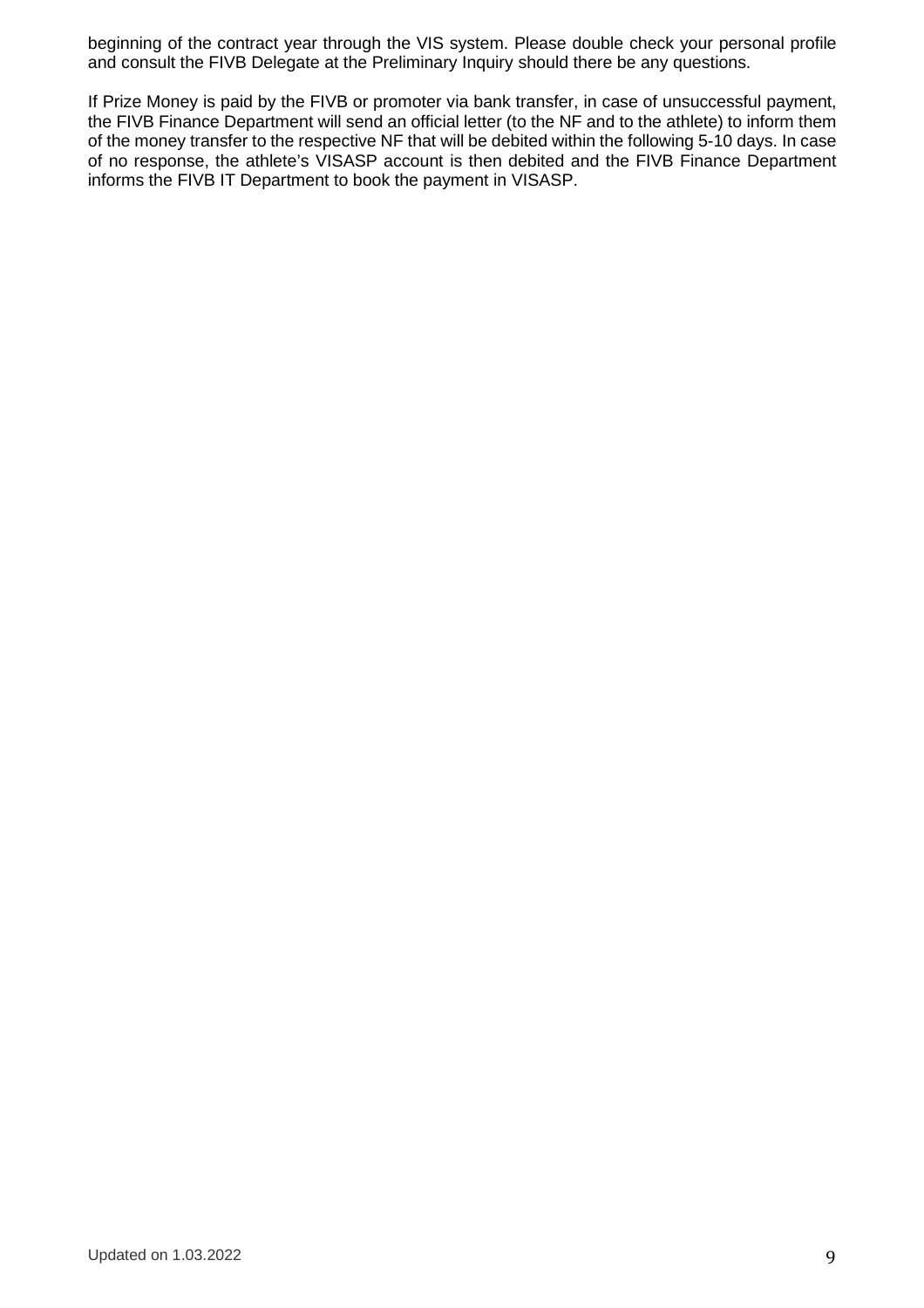beginning of the contract year through the VIS system. Please double check your personal profile and consult the FIVB Delegate at the Preliminary Inquiry should there be any questions.

If Prize Money is paid by the FIVB or promoter via bank transfer, in case of unsuccessful payment, the FIVB Finance Department will send an official letter (to the NF and to the athlete) to inform them of the money transfer to the respective NF that will be debited within the following 5-10 days. In case of no response, the athlete's VISASP account is then debited and the FIVB Finance Department informs the FIVB IT Department to book the payment in VISASP.